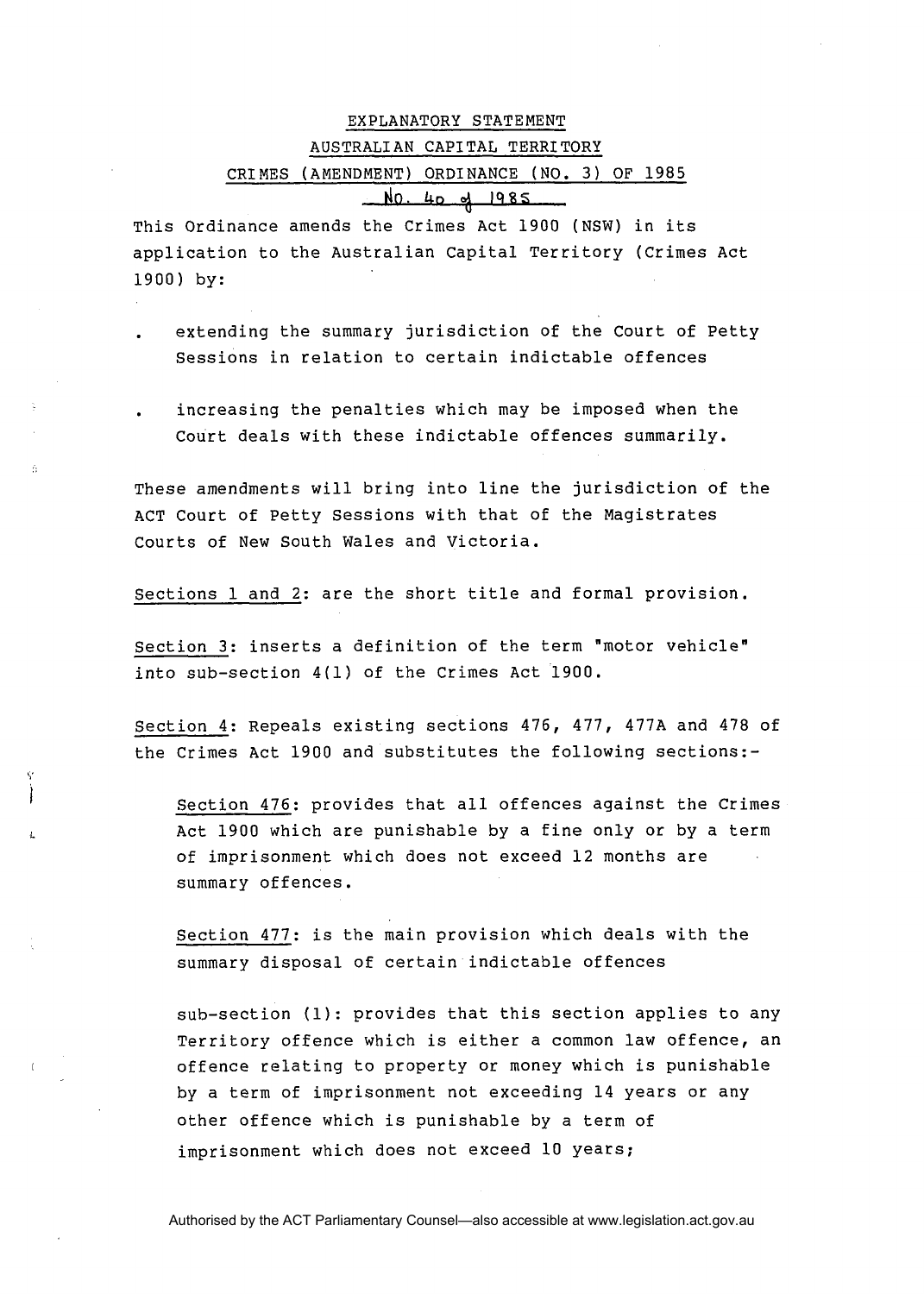# EXPLANATORY STATEMENT

## AUSTRALIAN CAPITAL TERRITORY

## CRIMES (AMENDMENT) ORDINANCE (NO. 3) OF 1985

## No. 40 of 1985

This Ordinance amends the Crimes Act 1900 (NSW) in its application to the Australian Capital Territory (Crimes Act 1900) by:

- extending the summary jurisdiction of the Court of Petty Sessions in relation to certain indictable offences
- increasing the penalties which may be imposed when the Court deals with these indictable offences summarily.

These amendments will bring into line the jurisdiction of the ACT Court of Petty Sessions with that of the Magistrates Courts of New South Wales and Victoria.

Sections 1 and 2: are the short title and formal provision.

Section 3: inserts a definition of the term "motor vehicle" into sub-section 4(1) of the Crimes Act 1900.

Section 4: Repeals existing sections 476, 477, 477A and 478 of the Crimes Act 1900 and substitutes the following sections:-

Section 476: provides that all offences against the Crimes Act 1900 which are punishable by a fine only or by a term of imprisonment which does not exceed 12 months are summary offences.

Section 477: is the main provision which deals with the summary disposal of certain indictable offences

sub-section (1): provides that this section applies to any Territory offence which is either a common law offence, an offence relating to property or money which is punishable by a term of imprisonment not exceeding 14 years or any other offence which is punishable by a term of imprisonment which does not exceed 10 years;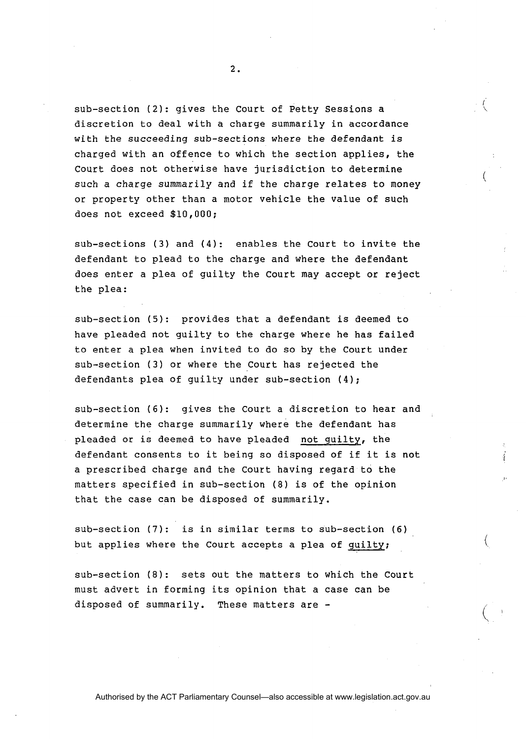sub-section (2): gives the Court of Petty Sessions a discretion to deal with a charge summarily in accordance with the succeeding sub-sections where the defendant is charged with an offence to which the section applies, the Court does not otherwise have jurisdiction to determine such a charge summarily and if the charge relates to money or property other than a motor vehicle the value of such does not exceed $10,000;

sub-sections (3) and (4): enables the Court to invite the defendant to plead to the charge and where the defendant does enter a plea of guilty the Court may accept or reject the plea:

sub-section (5): provides that a defendant is deemed to have pleaded not guilty to the charge where he has failed to enter a plea when invited to do so by the Court under sub-section (3) or where the Court has rejected the defendants plea of guilty under sub-section (4);

sub-section (6): gives the Court a discretion to hear and determine the charge summarily where the defendant has pleaded or is deemed to have pleaded <u>not guilty</u>, the defendant consents to it being so disposed of if it is not a prescribed charge and the Court having regard to the matters specified in sub-section (8) is of the opinion that the case can be disposed of summarily.

sub-section (7): is in similar terms to sub-section (6) but applies where the Court accepts a plea of <u>guilty</u>;

sub-section (8): sets out the matters to which the Court must advert in forming its opinion that a case can be disposed of summarily. These matters are -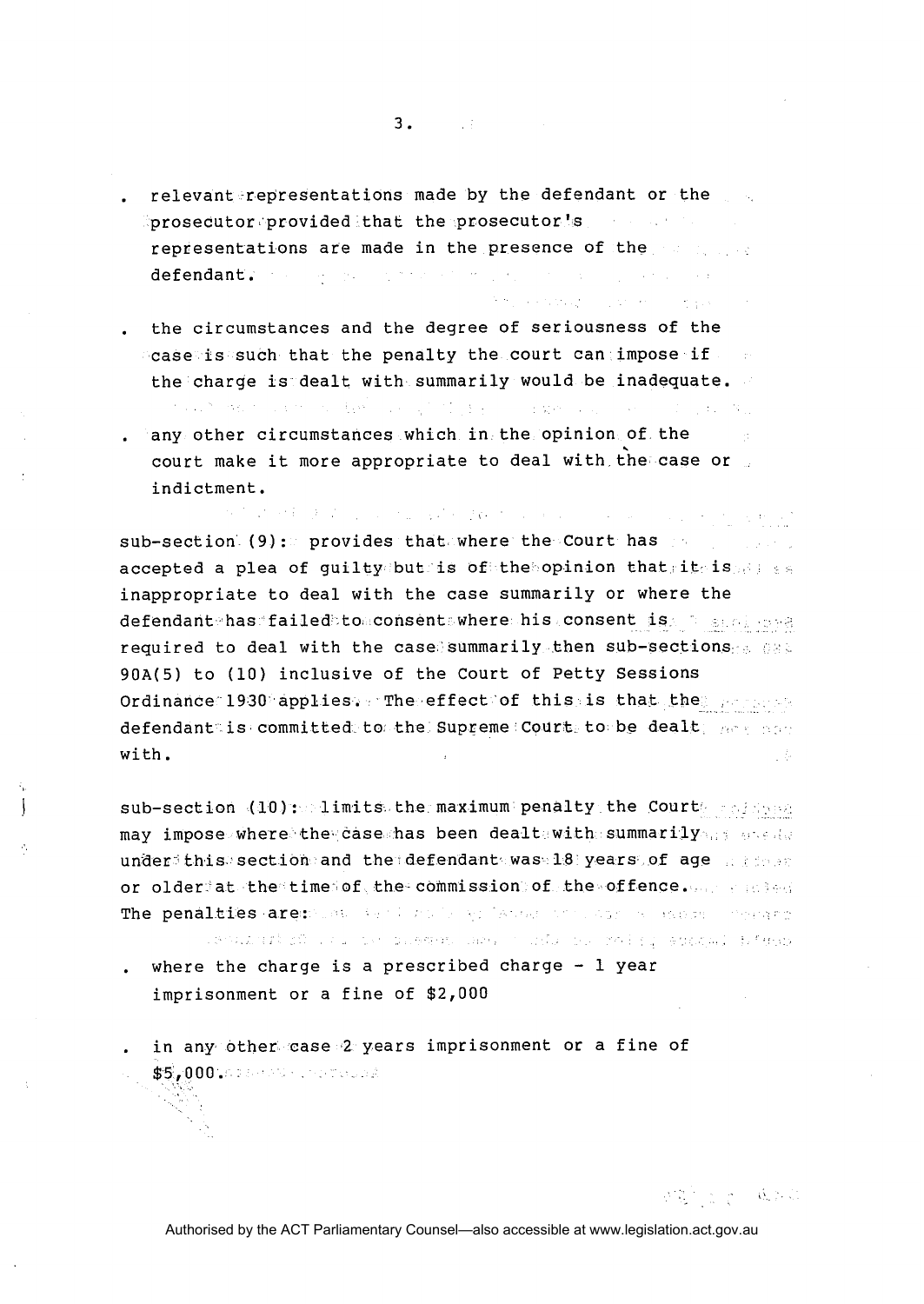- relevant representations made by the defendant or the prosecutor provided that the prosecutor's representations are made in the presence of the defendant.

- the circumstances and the degree of seriousness of the case is such that the penalty the court can impose if the charge is dealt with summarily would be inadequate.

- any other circumstances which in the opinion of the court make it more appropriate to deal with the case or indictment.

sub-section (9): provides that where the Court has accepted a plea of guilty but is of the opinion that it is inappropriate to deal with the case summarily or where the defendant has failed to consent where his consent is required to deal with the case summarily then sub-sections 90A(5) to (10) inclusive of the Court of Petty Sessions Ordinance 1930 applies. The effect of this is that the defendant is committed to the Supreme Court to be dealt with.

sub-section (10): limits the maximum penalty the Court may impose where the case has been dealt with summarily under this section and the defendant was 18 years of age or older at the time of the commission of the offence. The penalties are:

- where the charge is a prescribed charge - 1 year imprisonment or a fine of $2,000

- in any other case 2 years imprisonment or a fine of $5,000.

Authorised by the ACT Parliamentary Counsel—also accessible at www.legislation.act.gov.au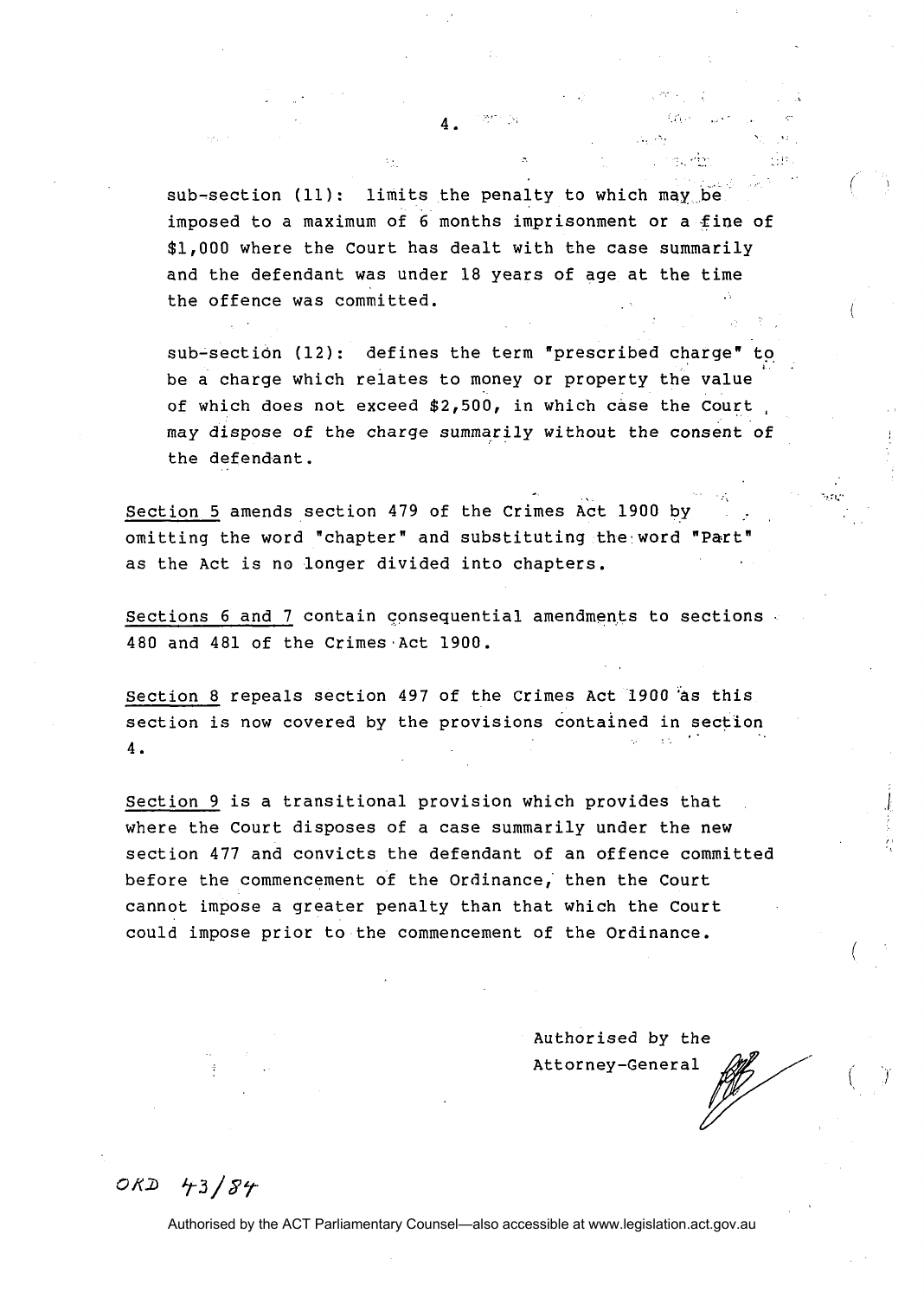sub-section (11): limits the penalty to which may be imposed to a maximum of 6 months imprisonment or a fine of $1,000 where the Court has dealt with the case summarily and the defendant was under 18 years of age at the time the offence was committed.

sub-section (12): defines the term "prescribed charge" to be a charge which relates to money or property the value of which does not exceed $2,500, in which case the Court may dispose of the charge summarily without the consent of the defendant.

Section 5 amends section 479 of the Crimes Act 1900 by omitting the word "chapter" and substituting the word "Part" as the Act is no longer divided into chapters.

Sections 6 and 7 contain consequential amendments to sections 480 and 481 of the Crimes Act 1900.

Section 8 repeals section 497 of the Crimes Act 1900 as this section is now covered by the provisions contained in section 4.

Section 9 is a transitional provision which provides that where the Court disposes of a case summarily under the new section 477 and convicts the defendant of an offence committed before the commencement of the Ordinance, then the Court cannot impose a greater penalty than that which the Court could impose prior to the commencement of the Ordinance.

Authorised by the
Attorney-General

ORD 43/84

Authorised by the ACT Parliamentary Counsel—also accessible at www.legislation.act.gov.au